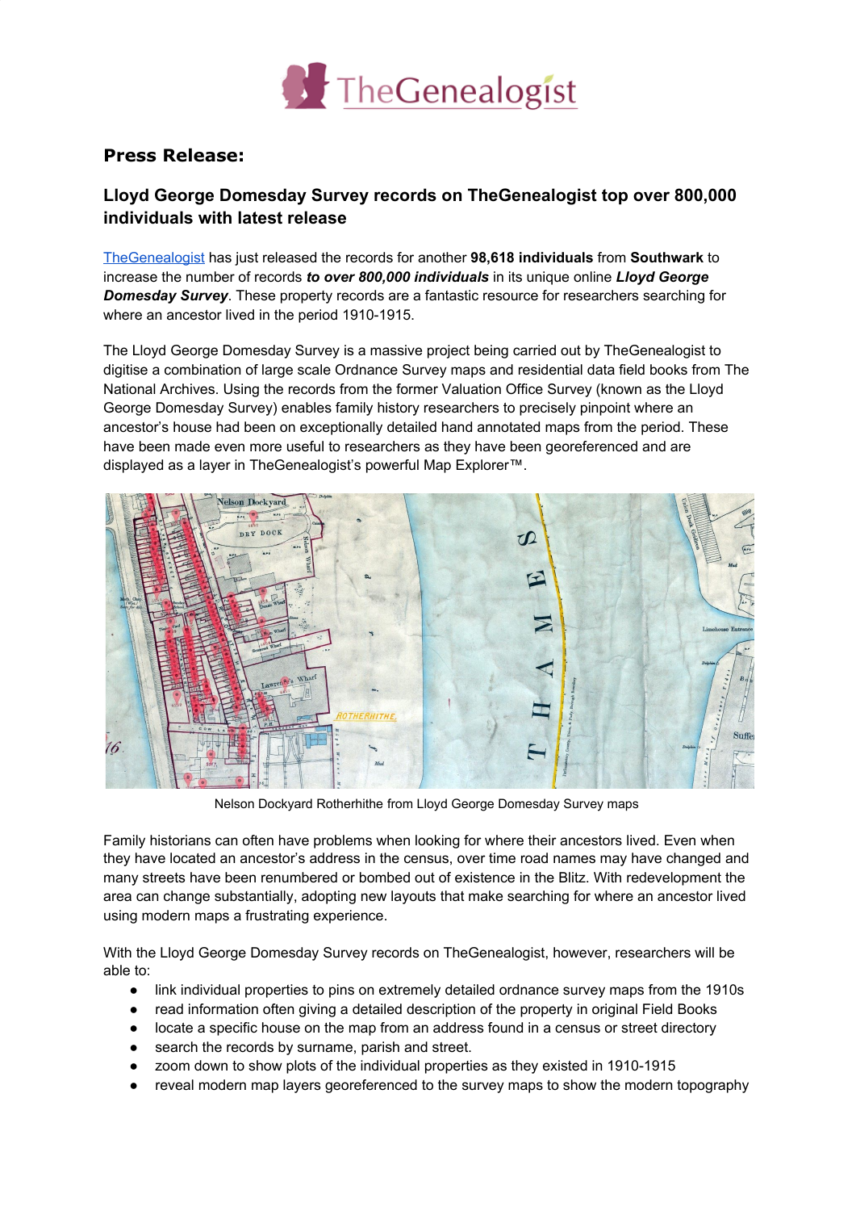**Press Release:**

## Lloyd George Domesday Survey records on TheGenealogist top over 800,000 individuals with latest release

[TheGenealogist](TheGenealogist) has just released the records for another **98,618 individuals** from **Southwark** to increase the number of records ***to over 800,000 individuals*** in its unique online ***Lloyd George Domesday Survey***. These property records are a fantastic resource for researchers searching for where an ancestor lived in the period 1910-1915.

The Lloyd George Domesday Survey is a massive project being carried out by TheGenealogist to digitise a combination of large scale Ordnance Survey maps and residential data field books from The National Archives. Using the records from the former Valuation Office Survey (known as the Lloyd George Domesday Survey) enables family history researchers to precisely pinpoint where an ancestor's house had been on exceptionally detailed hand annotated maps from the period. These have been made even more useful to researchers as they have been georeferenced and are displayed as a layer in TheGenealogist's powerful Map Explorer™.

Nelson Dockyard Rotherhithe from Lloyd George Domesday Survey maps

Family historians can often have problems when looking for where their ancestors lived. Even when they have located an ancestor's address in the census, over time road names may have changed and many streets have been renumbered or bombed out of existence in the Blitz. With redevelopment the area can change substantially, adopting new layouts that make searching for where an ancestor lived using modern maps a frustrating experience.

With the Lloyd George Domesday Survey records on TheGenealogist, however, researchers will be able to:

- link individual properties to pins on extremely detailed ordnance survey maps from the 1910s
- read information often giving a detailed description of the property in original Field Books
- locate a specific house on the map from an address found in a census or street directory
- search the records by surname, parish and street.
- zoom down to show plots of the individual properties as they existed in 1910-1915
- reveal modern map layers georeferenced to the survey maps to show the modern topography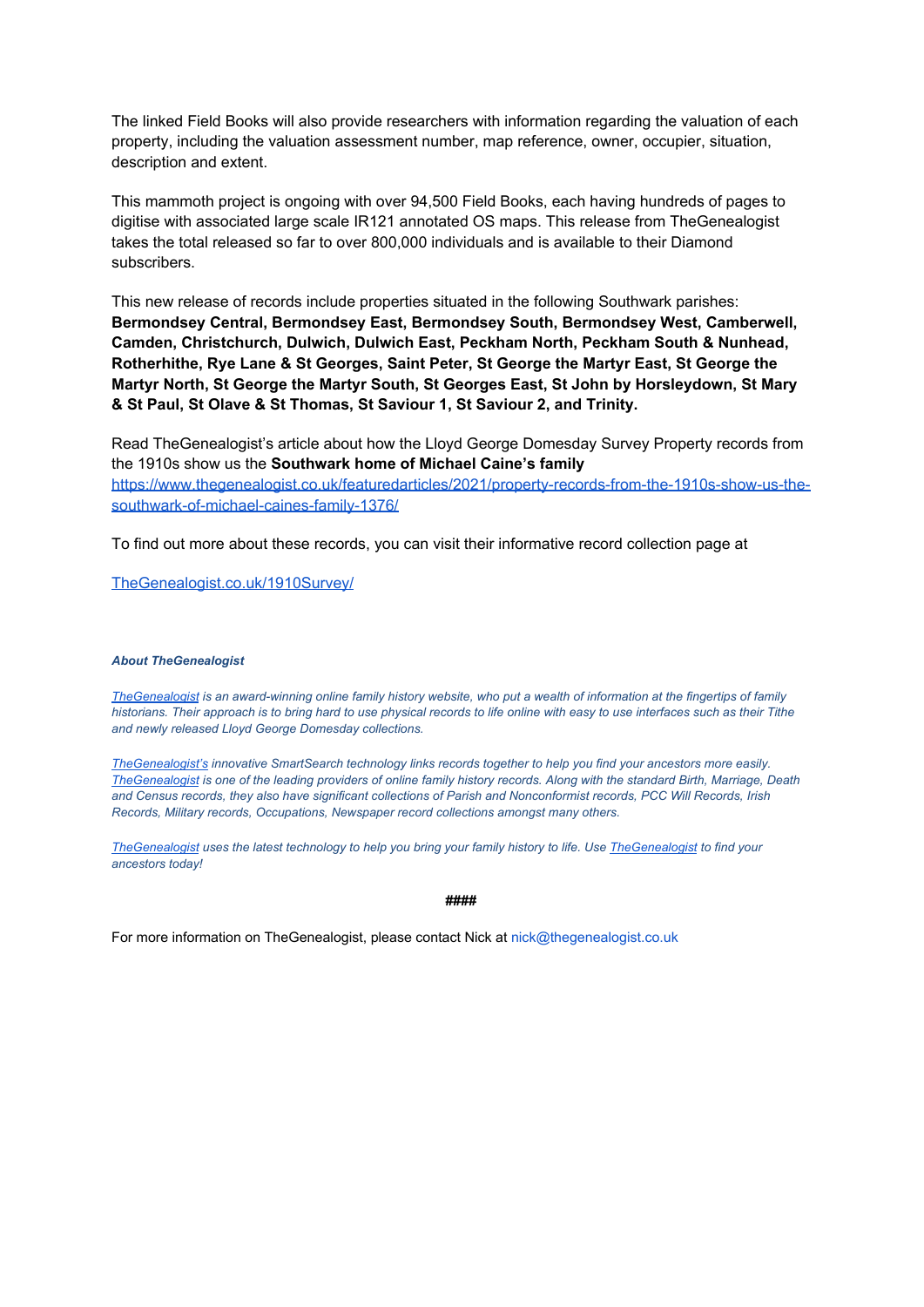The linked Field Books will also provide researchers with information regarding the valuation of each property, including the valuation assessment number, map reference, owner, occupier, situation, description and extent.

This mammoth project is ongoing with over 94,500 Field Books, each having hundreds of pages to digitise with associated large scale IR121 annotated OS maps. This release from TheGenealogist takes the total released so far to over 800,000 individuals and is available to their Diamond subscribers.

This new release of records include properties situated in the following Southwark parishes: **Bermondsey Central, Bermondsey East, Bermondsey South, Bermondsey West, Camberwell, Camden, Christchurch, Dulwich, Dulwich East, Peckham North, Peckham South & Nunhead, Rotherhithe, Rye Lane & St Georges, Saint Peter, St George the Martyr East, St George the Martyr North, St George the Martyr South, St Georges East, St John by Horsleydown, St Mary & St Paul, St Olave & St Thomas, St Saviour 1, St Saviour 2, and Trinity.**

Read TheGenealogist's article about how the Lloyd George Domesday Survey Property records from the 1910s show us the **Southwark home of Michael Caine's family**
[https://www.thegenealogist.co.uk/featuredarticles/2021/property-records-from-the-1910s-show-us-the-southwark-of-michael-caines-family-1376/](https://www.thegenealogist.co.uk/featuredarticles/2021/property-records-from-the-1910s-show-us-the-southwark-of-michael-caines-family-1376/)

To find out more about these records, you can visit their informative record collection page at

[TheGenealogist.co.uk/1910Survey/](https://TheGenealogist.co.uk/1910Survey/)

***About TheGenealogist***

*[TheGenealogist](https://www.thegenealogist.co.uk) is an award-winning online family history website, who put a wealth of information at the fingertips of family historians. Their approach is to bring hard to use physical records to life online with easy to use interfaces such as their Tithe and newly released Lloyd George Domesday collections.*

*[TheGenealogist's](https://www.thegenealogist.co.uk) innovative SmartSearch technology links records together to help you find your ancestors more easily. [TheGenealogist](https://www.thegenealogist.co.uk) is one of the leading providers of online family history records. Along with the standard Birth, Marriage, Death and Census records, they also have significant collections of Parish and Nonconformist records, PCC Will Records, Irish Records, Military records, Occupations, Newspaper record collections amongst many others.*

*[TheGenealogist](https://www.thegenealogist.co.uk) uses the latest technology to help you bring your family history to life. Use [TheGenealogist](https://www.thegenealogist.co.uk) to find your ancestors today!*

**####**

For more information on TheGenealogist, please contact Nick at nick@thegenealogist.co.uk